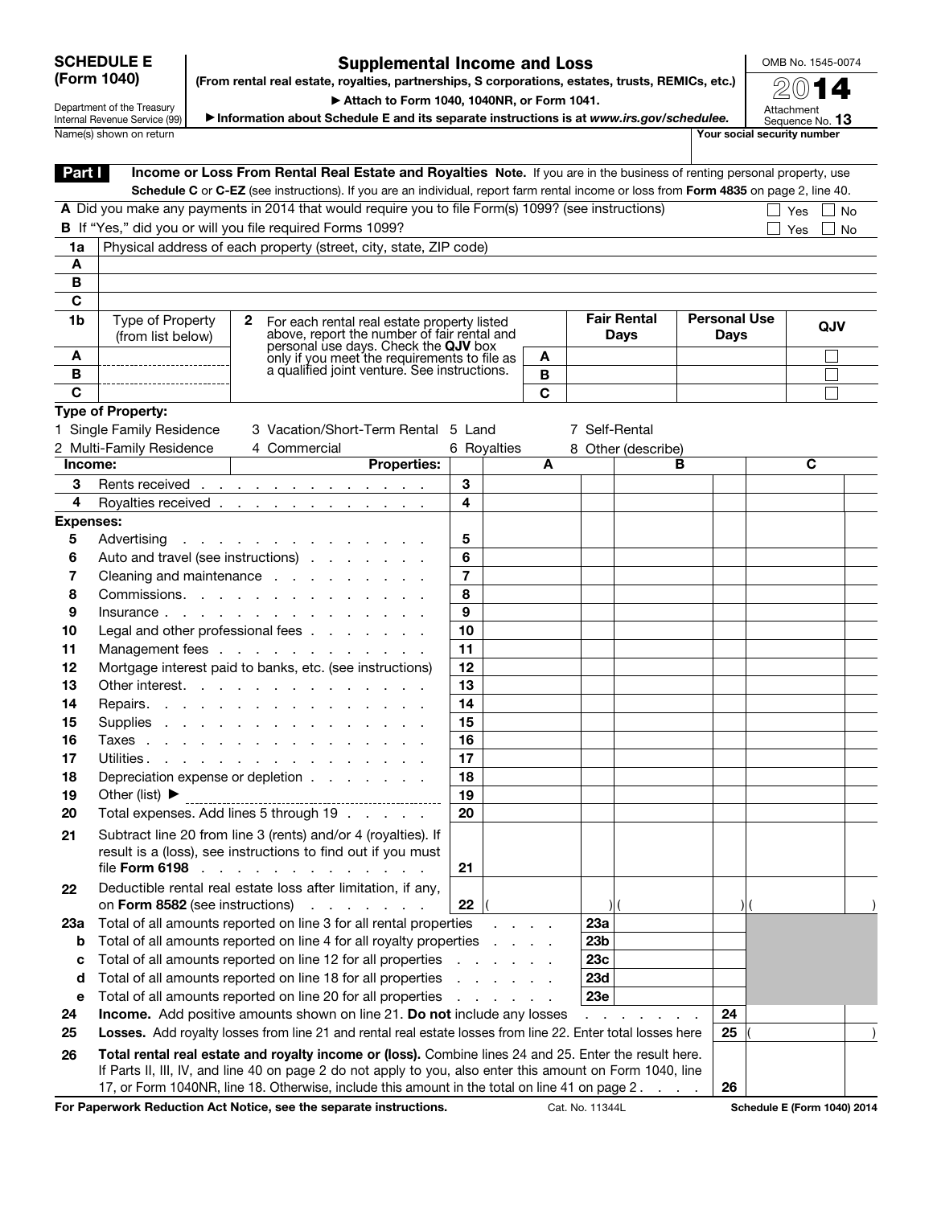# SCHEDULE E (Form 1040)

Department of the Treasury
Internal Revenue Service (99)

## Supplemental Income and Loss

**(From rental real estate, royalties, partnerships, S corporations, estates, trusts, REMICs, etc.)**

▶ Attach to Form 1040, 1040NR, or Form 1041.

▶ Information about Schedule E and its separate instructions is at *www.irs.gov/schedulee.*

OMB No. 1545-0074

**2014**

Attachment Sequence No. **13**

Name(s) shown on return | Your social security number

**Part I** **Income or Loss From Rental Real Estate and Royalties** **Note.** If you are in the business of renting personal property, use **Schedule C** or **C-EZ** (see instructions). If you are an individual, report farm rental income or loss from **Form 4835** on page 2, line 40.

**A** Did you make any payments in 2014 that would require you to file Form(s) 1099? (see instructions) ☐ Yes ☐ No

**B** If "Yes," did you or will you file required Forms 1099? ☐ Yes ☐ No

| 1a | Physical address of each property (street, city, state, ZIP code) |
|---|---|
| A | |
| B | |
| C | |

| 1b | Type of Property (from list below) | 2 For each rental real estate property listed above, report the number of fair rental and personal use days. Check the QJV box only if you meet the requirements to file as a qualified joint venture. See instructions. | | Fair Rental Days | Personal Use Days | QJV |
|---|---|---|---|---|---|---|
| A | | | A | | | ☐ |
| B | | | B | | | ☐ |
| C | | | C | | | ☐ |

**Type of Property:**

1 Single Family Residence
2 Multi-Family Residence
3 Vacation/Short-Term Rental
4 Commercial
5 Land
6 Royalties
7 Self-Rental
8 Other (describe)

| **Income:** | **Properties:** | | **A** | **B** | **C** |
|---|---|---|---|---|---|
| 3 | Rents received | 3 | | | |
| 4 | Royalties received | 4 | | | |
| **Expenses:** | | | | | |
| 5 | Advertising | 5 | | | |
| 6 | Auto and travel (see instructions) | 6 | | | |
| 7 | Cleaning and maintenance | 7 | | | |
| 8 | Commissions | 8 | | | |
| 9 | Insurance | 9 | | | |
| 10 | Legal and other professional fees | 10 | | | |
| 11 | Management fees | 11 | | | |
| 12 | Mortgage interest paid to banks, etc. (see instructions) | 12 | | | |
| 13 | Other interest | 13 | | | |
| 14 | Repairs | 14 | | | |
| 15 | Supplies | 15 | | | |
| 16 | Taxes | 16 | | | |
| 17 | Utilities | 17 | | | |
| 18 | Depreciation expense or depletion | 18 | | | |
| 19 | Other (list) ▶ | 19 | | | |
| 20 | Total expenses. Add lines 5 through 19 | 20 | | | |
| 21 | Subtract line 20 from line 3 (rents) and/or 4 (royalties). If result is a (loss), see instructions to find out if you must file **Form 6198** | 21 | | | |
| 22 | Deductible rental real estate loss after limitation, if any, on **Form 8582** (see instructions) | 22 | ( ) | ( ) | ( ) |

| | | | |
|---|---|---|---|
| **23a** | Total of all amounts reported on line 3 for all rental properties | 23a | |
| **b** | Total of all amounts reported on line 4 for all royalty properties | 23b | |
| **c** | Total of all amounts reported on line 12 for all properties | 23c | |
| **d** | Total of all amounts reported on line 18 for all properties | 23d | |
| **e** | Total of all amounts reported on line 20 for all properties | 23e | |
| **24** | **Income.** Add positive amounts shown on line 21. **Do not** include any losses | 24 | |
| **25** | **Losses.** Add royalty losses from line 21 and rental real estate losses from line 22. Enter total losses here | 25 | ( ) |
| **26** | **Total rental real estate and royalty income or (loss).** Combine lines 24 and 25. Enter the result here. If Parts II, III, IV, and line 40 on page 2 do not apply to you, also enter this amount on Form 1040, line 17, or Form 1040NR, line 18. Otherwise, include this amount in the total on line 41 on page 2 | 26 | |

**For Paperwork Reduction Act Notice, see the separate instructions.** Cat. No. 11344L **Schedule E (Form 1040) 2014**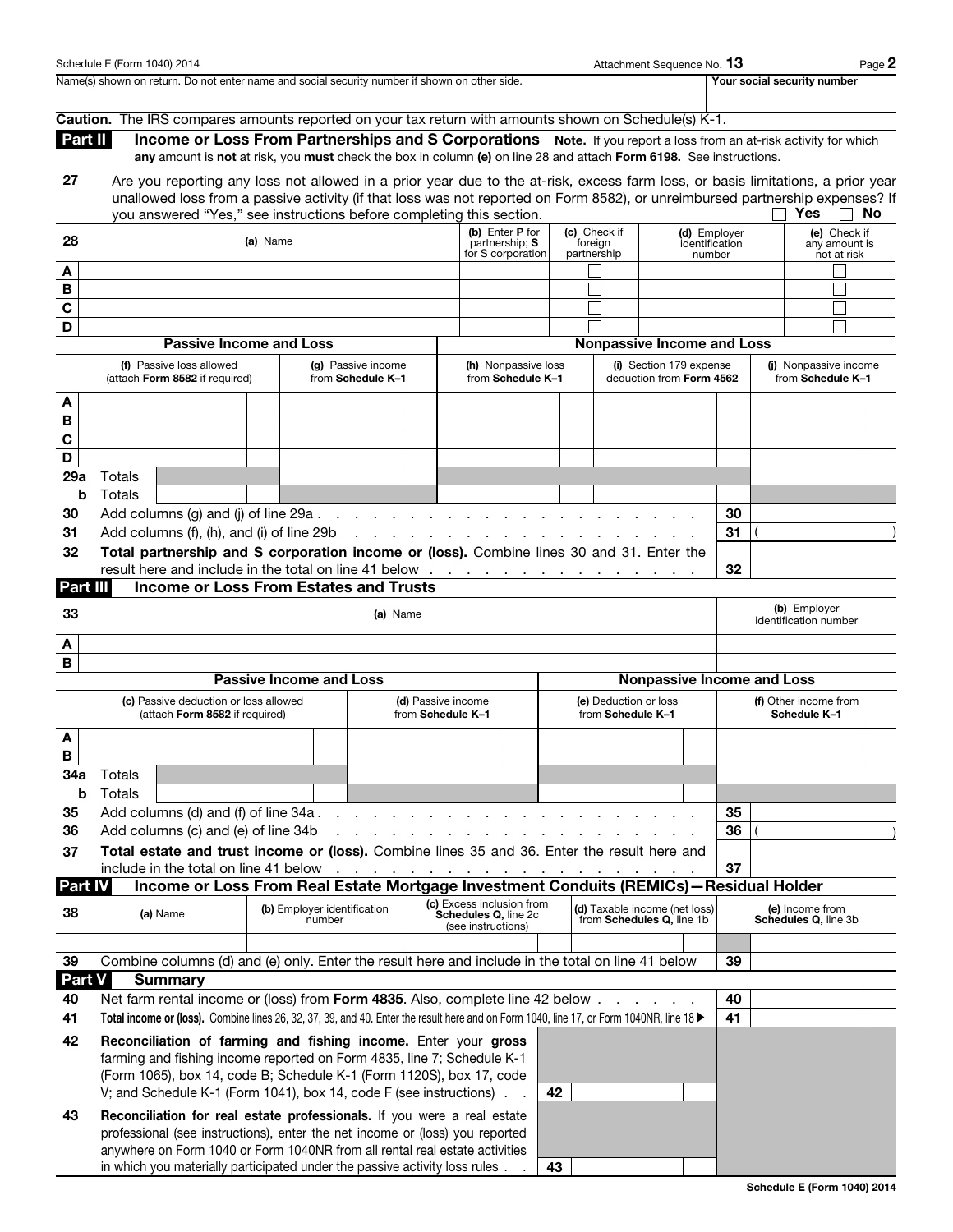Schedule E (Form 1040) 2014 | Attachment Sequence No. **13**

Name(s) shown on return. Do not enter name and social security number if shown on other side. | **Your social security number**

**Caution.** The IRS compares amounts reported on your tax return with amounts shown on Schedule(s) K-1.

## Part II Income or Loss From Partnerships and S Corporations

**Note.** If you report a loss from an at-risk activity for which **any** amount is **not** at risk, you **must** check the box in column **(e)** on line 28 and attach **Form 6198.** See instructions.

**27** Are you reporting any loss not allowed in a prior year due to the at-risk, excess farm loss, or basis limitations, a prior year unallowed loss from a passive activity (if that loss was not reported on Form 8582), or unreimbursed partnership expenses? If you answered "Yes," see instructions before completing this section. ☐ **Yes** ☐ **No**

| 28 | (a) Name | (b) Enter **P** for partnership; **S** for S corporation | (c) Check if foreign partnership | (d) Employer identification number | (e) Check if any amount is not at risk |
|---|---|---|---|---|---|
| A | | | ☐ | | ☐ |
| B | | | ☐ | | ☐ |
| C | | | ☐ | | ☐ |
| D | | | ☐ | | ☐ |

| | Passive Income and Loss | | Nonpassive Income and Loss | | |
|---|---|---|---|---|---|
| | (f) Passive loss allowed (attach **Form 8582** if required) | (g) Passive income from **Schedule K–1** | (h) Nonpassive loss from **Schedule K–1** | (i) Section 179 expense deduction from **Form 4562** | (j) Nonpassive income from **Schedule K–1** |
| A | | | | | |
| B | | | | | |
| C | | | | | |
| D | | | | | |
| 29a Totals | | | | | |
| b Totals | | | | | |

| | | | |
|---|---|---|---|
| **30** | Add columns (g) and (j) of line 29a | 30 | |
| **31** | Add columns (f), (h), and (i) of line 29b | 31 | ( ) |
| **32** | **Total partnership and S corporation income or (loss).** Combine lines 30 and 31. Enter the result here and include in the total on line 41 below | 32 | |

## Part III Income or Loss From Estates and Trusts

| 33 | (a) Name | (b) Employer identification number |
|---|---|---|
| A | | |
| B | | |

| | Passive Income and Loss | | Nonpassive Income and Loss | |
|---|---|---|---|---|
| | (c) Passive deduction or loss allowed (attach **Form 8582** if required) | (d) Passive income from **Schedule K–1** | (e) Deduction or loss from **Schedule K–1** | (f) Other income from **Schedule K–1** |
| A | | | | |
| B | | | | |
| 34a Totals | | | | |
| b Totals | | | | |

| | | | |
|---|---|---|---|
| **35** | Add columns (d) and (f) of line 34a | 35 | |
| **36** | Add columns (c) and (e) of line 34b | 36 | ( ) |
| **37** | **Total estate and trust income or (loss).** Combine lines 35 and 36. Enter the result here and include in the total on line 41 below | 37 | |

## Part IV Income or Loss From Real Estate Mortgage Investment Conduits (REMICs)—Residual Holder

| 38 | (a) Name | (b) Employer identification number | (c) Excess inclusion from **Schedules Q,** line 2c (see instructions) | (d) Taxable income (net loss) from **Schedules Q,** line 1b | (e) Income from **Schedules Q,** line 3b |
|---|---|---|---|---|---|
| | | | | | |

| | | | |
|---|---|---|---|
| **39** | Combine columns (d) and (e) only. Enter the result here and include in the total on line 41 below | 39 | |

## Part V Summary

| | | | |
|---|---|---|---|
| **40** | Net farm rental income or (loss) from **Form 4835**. Also, complete line 42 below | 40 | |
| **41** | **Total income or (loss).** Combine lines 26, 32, 37, 39, and 40. Enter the result here and on Form 1040, line 17, or Form 1040NR, line 18 ▶ | 41 | |

| | | | |
|---|---|---|---|
| **42** | **Reconciliation of farming and fishing income.** Enter your **gross** farming and fishing income reported on Form 4835, line 7; Schedule K-1 (Form 1065), box 14, code B; Schedule K-1 (Form 1120S), box 17, code V; and Schedule K-1 (Form 1041), box 14, code F (see instructions) | 42 | |
| **43** | **Reconciliation for real estate professionals.** If you were a real estate professional (see instructions), enter the net income or (loss) you reported anywhere on Form 1040 or Form 1040NR from all rental real estate activities in which you materially participated under the passive activity loss rules | 43 | |

**Schedule E (Form 1040) 2014**